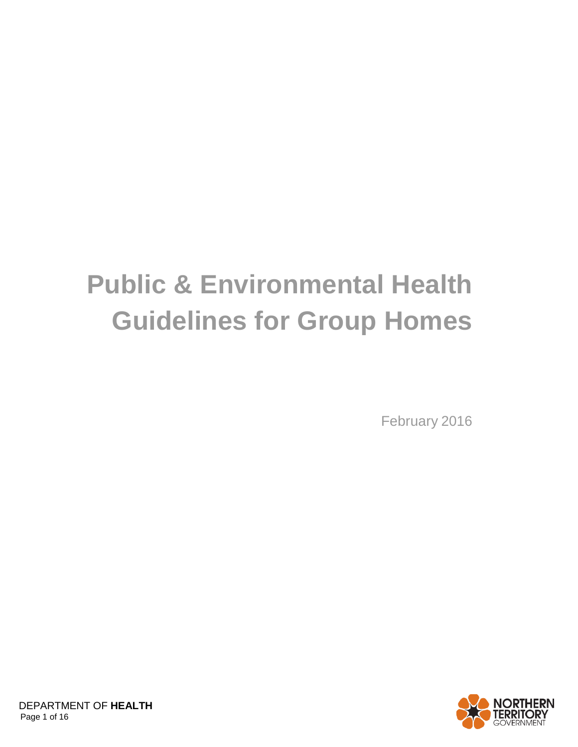# Public & Environmental Health Guidelines for Group Homes

February 2016

DEPARTMENT OF **HEALTH**

NORTHERN TERRITORY GOVERNMENT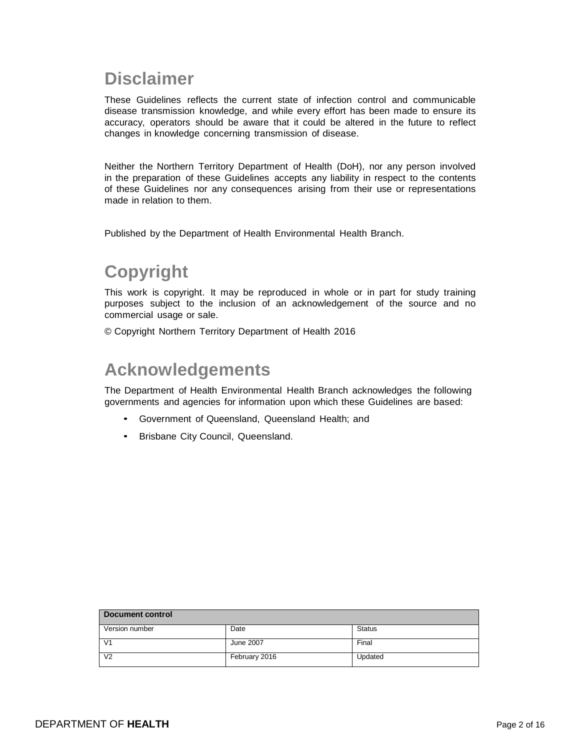# Disclaimer

These Guidelines reflects the current state of infection control and communicable disease transmission knowledge, and while every effort has been made to ensure its accuracy, operators should be aware that it could be altered in the future to reflect changes in knowledge concerning transmission of disease.

Neither the Northern Territory Department of Health (DoH), nor any person involved in the preparation of these Guidelines accepts any liability in respect to the contents of these Guidelines nor any consequences arising from their use or representations made in relation to them.

Published by the Department of Health Environmental Health Branch.

# Copyright

This work is copyright. It may be reproduced in whole or in part for study training purposes subject to the inclusion of an acknowledgement of the source and no commercial usage or sale.

© Copyright Northern Territory Department of Health 2016

# Acknowledgements

The Department of Health Environmental Health Branch acknowledges the following governments and agencies for information upon which these Guidelines are based:

- Government of Queensland, Queensland Health; and
- Brisbane City Council, Queensland.

| Document control | | |
|---|---|---|
| Version number | Date | Status |
| V1 | June 2007 | Final |
| V2 | February 2016 | Updated |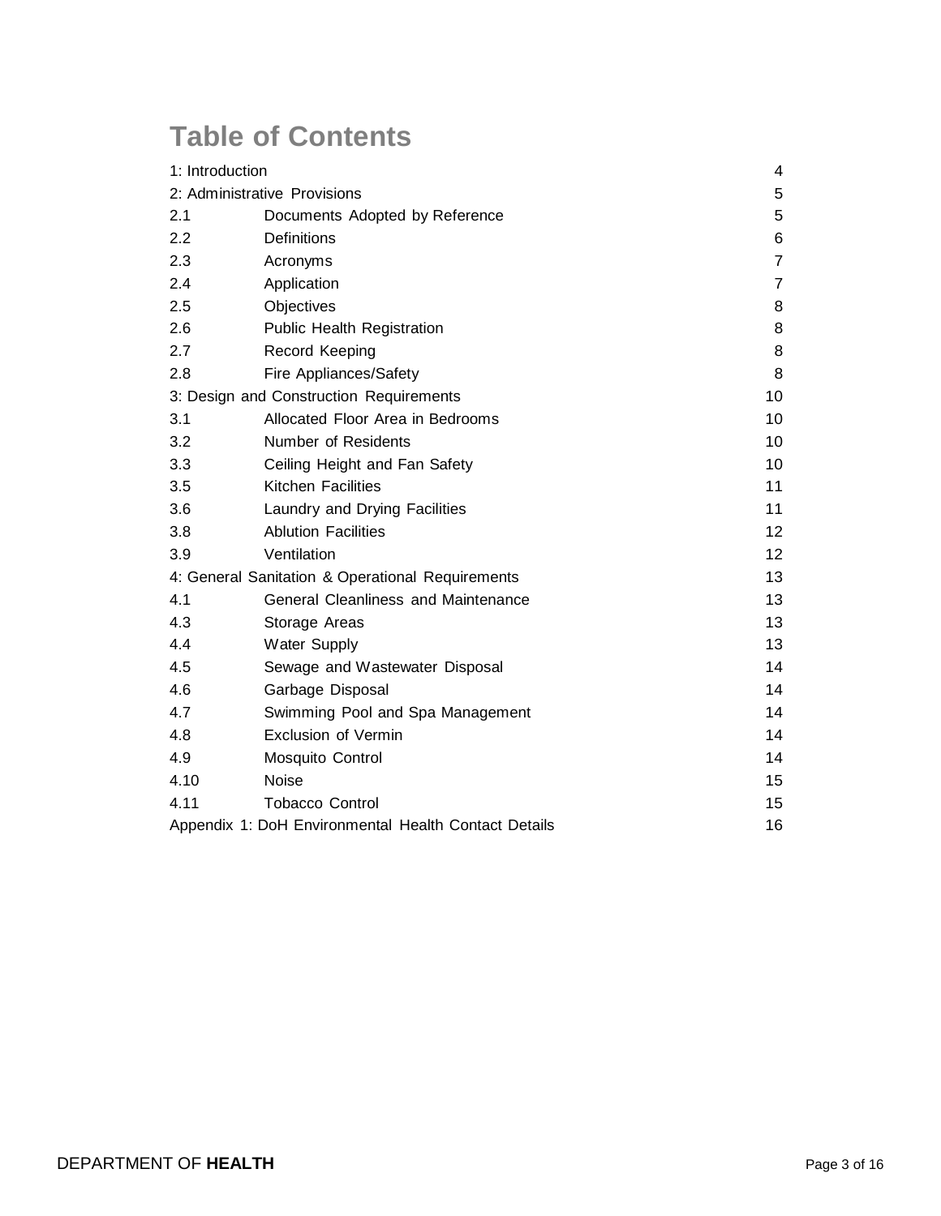# Table of Contents

| | | |
|---|---|---|
| 1: Introduction | | 4 |
| 2: Administrative Provisions | | 5 |
| 2.1 | Documents Adopted by Reference | 5 |
| 2.2 | Definitions | 6 |
| 2.3 | Acronyms | 7 |
| 2.4 | Application | 7 |
| 2.5 | Objectives | 8 |
| 2.6 | Public Health Registration | 8 |
| 2.7 | Record Keeping | 8 |
| 2.8 | Fire Appliances/Safety | 8 |
| 3: Design and Construction Requirements | | 10 |
| 3.1 | Allocated Floor Area in Bedrooms | 10 |
| 3.2 | Number of Residents | 10 |
| 3.3 | Ceiling Height and Fan Safety | 10 |
| 3.5 | Kitchen Facilities | 11 |
| 3.6 | Laundry and Drying Facilities | 11 |
| 3.8 | Ablution Facilities | 12 |
| 3.9 | Ventilation | 12 |
| 4: General Sanitation & Operational Requirements | | 13 |
| 4.1 | General Cleanliness and Maintenance | 13 |
| 4.3 | Storage Areas | 13 |
| 4.4 | Water Supply | 13 |
| 4.5 | Sewage and Wastewater Disposal | 14 |
| 4.6 | Garbage Disposal | 14 |
| 4.7 | Swimming Pool and Spa Management | 14 |
| 4.8 | Exclusion of Vermin | 14 |
| 4.9 | Mosquito Control | 14 |
| 4.10 | Noise | 15 |
| 4.11 | Tobacco Control | 15 |
| Appendix 1: DoH Environmental Health Contact Details | | 16 |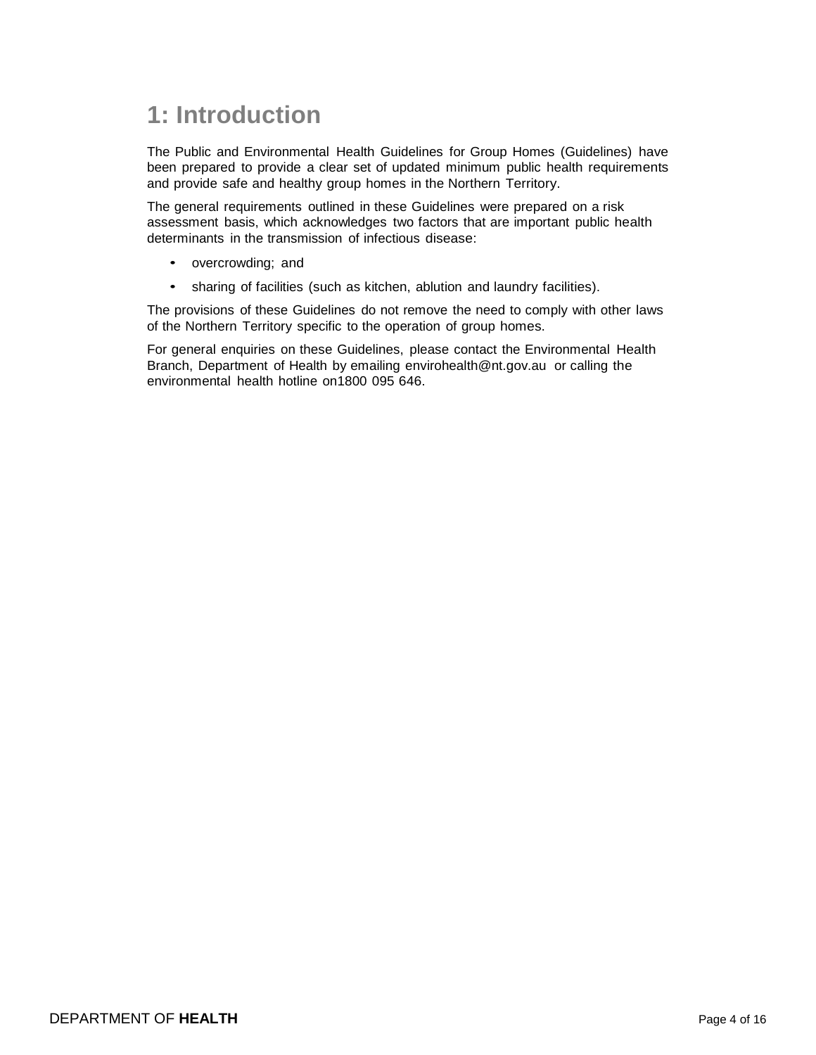# 1: Introduction

The Public and Environmental Health Guidelines for Group Homes (Guidelines) have been prepared to provide a clear set of updated minimum public health requirements and provide safe and healthy group homes in the Northern Territory.

The general requirements outlined in these Guidelines were prepared on a risk assessment basis, which acknowledges two factors that are important public health determinants in the transmission of infectious disease:

- overcrowding; and
- sharing of facilities (such as kitchen, ablution and laundry facilities).

The provisions of these Guidelines do not remove the need to comply with other laws of the Northern Territory specific to the operation of group homes.

For general enquiries on these Guidelines, please contact the Environmental Health Branch, Department of Health by emailing envirohealth@nt.gov.au or calling the environmental health hotline on1800 095 646.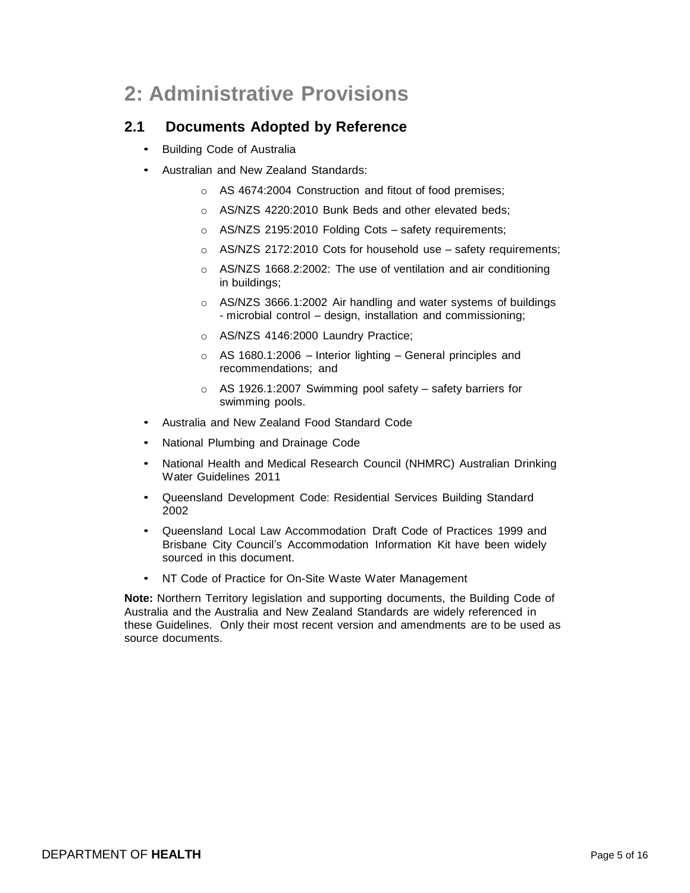# 2: Administrative Provisions

## 2.1 Documents Adopted by Reference

- Building Code of Australia
- Australian and New Zealand Standards:
  - AS 4674:2004 Construction and fitout of food premises;
  - AS/NZS 4220:2010 Bunk Beds and other elevated beds;
  - AS/NZS 2195:2010 Folding Cots – safety requirements;
  - AS/NZS 2172:2010 Cots for household use – safety requirements;
  - AS/NZS 1668.2:2002: The use of ventilation and air conditioning in buildings;
  - AS/NZS 3666.1:2002 Air handling and water systems of buildings - microbial control – design, installation and commissioning;
  - AS/NZS 4146:2000 Laundry Practice;
  - AS 1680.1:2006 – Interior lighting – General principles and recommendations; and
  - AS 1926.1:2007 Swimming pool safety – safety barriers for swimming pools.
- Australia and New Zealand Food Standard Code
- National Plumbing and Drainage Code
- National Health and Medical Research Council (NHMRC) Australian Drinking Water Guidelines 2011
- Queensland Development Code: Residential Services Building Standard 2002
- Queensland Local Law Accommodation Draft Code of Practices 1999 and Brisbane City Council's Accommodation Information Kit have been widely sourced in this document.
- NT Code of Practice for On-Site Waste Water Management

**Note:** Northern Territory legislation and supporting documents, the Building Code of Australia and the Australia and New Zealand Standards are widely referenced in these Guidelines. Only their most recent version and amendments are to be used as source documents.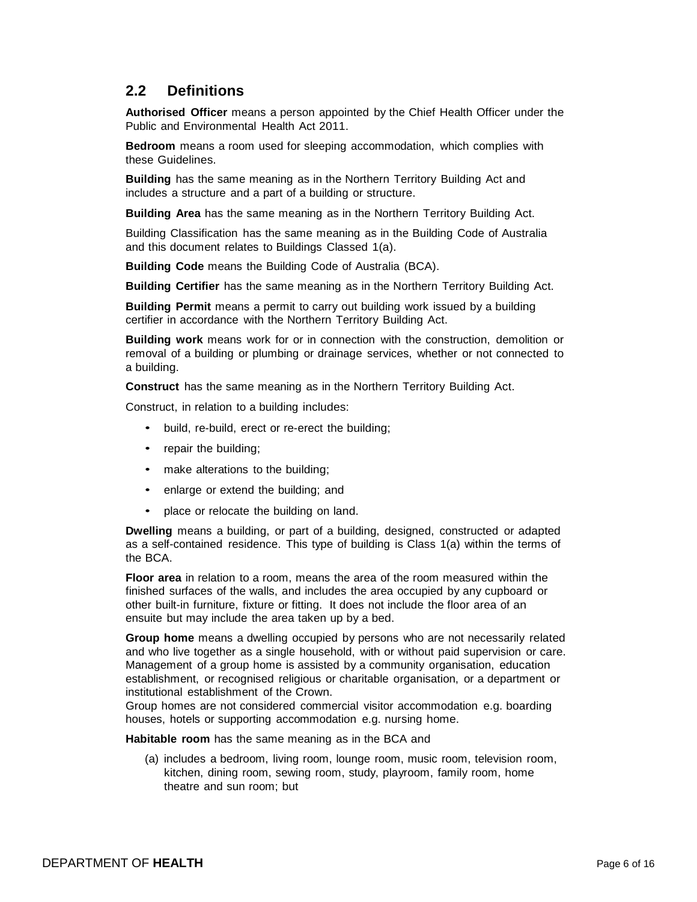## 2.2 Definitions

**Authorised Officer** means a person appointed by the Chief Health Officer under the Public and Environmental Health Act 2011.

**Bedroom** means a room used for sleeping accommodation, which complies with these Guidelines.

**Building** has the same meaning as in the Northern Territory Building Act and includes a structure and a part of a building or structure.

**Building Area** has the same meaning as in the Northern Territory Building Act.

Building Classification has the same meaning as in the Building Code of Australia and this document relates to Buildings Classed 1(a).

**Building Code** means the Building Code of Australia (BCA).

**Building Certifier** has the same meaning as in the Northern Territory Building Act.

**Building Permit** means a permit to carry out building work issued by a building certifier in accordance with the Northern Territory Building Act.

**Building work** means work for or in connection with the construction, demolition or removal of a building or plumbing or drainage services, whether or not connected to a building.

**Construct** has the same meaning as in the Northern Territory Building Act.

Construct, in relation to a building includes:

- build, re-build, erect or re-erect the building;
- repair the building;
- make alterations to the building;
- enlarge or extend the building; and
- place or relocate the building on land.

**Dwelling** means a building, or part of a building, designed, constructed or adapted as a self-contained residence. This type of building is Class 1(a) within the terms of the BCA.

**Floor area** in relation to a room, means the area of the room measured within the finished surfaces of the walls, and includes the area occupied by any cupboard or other built-in furniture, fixture or fitting. It does not include the floor area of an ensuite but may include the area taken up by a bed.

**Group home** means a dwelling occupied by persons who are not necessarily related and who live together as a single household, with or without paid supervision or care. Management of a group home is assisted by a community organisation, education establishment, or recognised religious or charitable organisation, or a department or institutional establishment of the Crown.
Group homes are not considered commercial visitor accommodation e.g. boarding houses, hotels or supporting accommodation e.g. nursing home.

**Habitable room** has the same meaning as in the BCA and

(a) includes a bedroom, living room, lounge room, music room, television room, kitchen, dining room, sewing room, study, playroom, family room, home theatre and sun room; but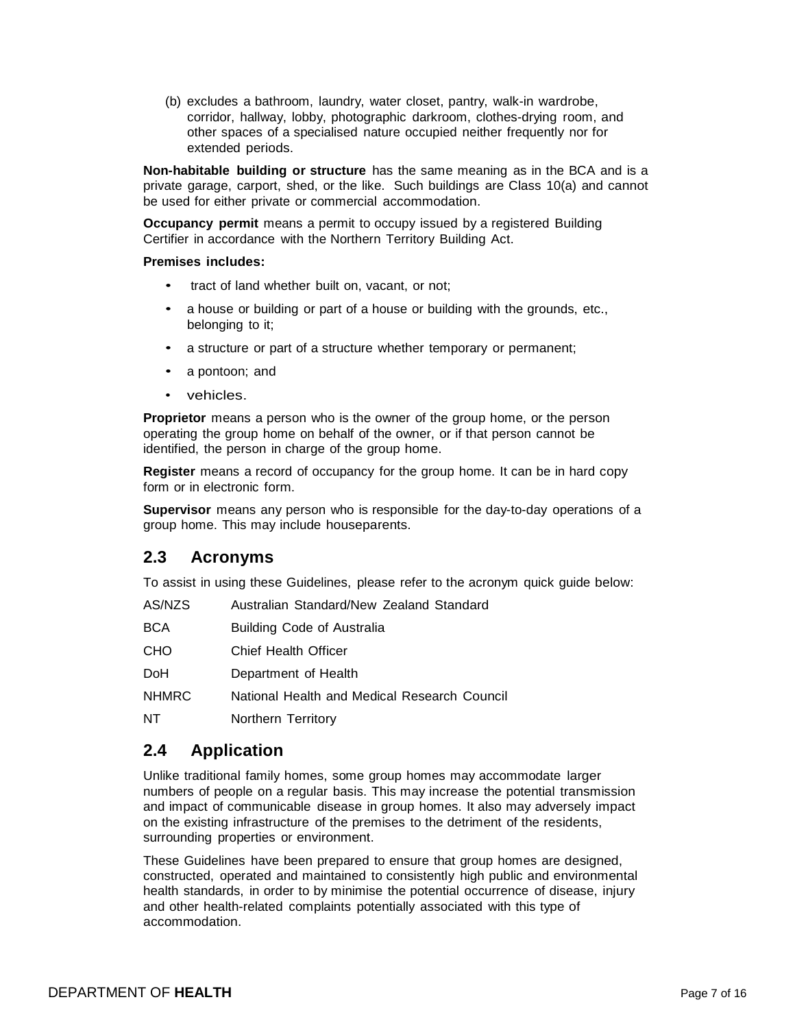(b) excludes a bathroom, laundry, water closet, pantry, walk-in wardrobe, corridor, hallway, lobby, photographic darkroom, clothes-drying room, and other spaces of a specialised nature occupied neither frequently nor for extended periods.

**Non-habitable building or structure** has the same meaning as in the BCA and is a private garage, carport, shed, or the like. Such buildings are Class 10(a) and cannot be used for either private or commercial accommodation.

**Occupancy permit** means a permit to occupy issued by a registered Building Certifier in accordance with the Northern Territory Building Act.

**Premises includes:**

- tract of land whether built on, vacant, or not;
- a house or building or part of a house or building with the grounds, etc., belonging to it;
- a structure or part of a structure whether temporary or permanent;
- a pontoon; and
- vehicles.

**Proprietor** means a person who is the owner of the group home, or the person operating the group home on behalf of the owner, or if that person cannot be identified, the person in charge of the group home.

**Register** means a record of occupancy for the group home. It can be in hard copy form or in electronic form.

**Supervisor** means any person who is responsible for the day-to-day operations of a group home. This may include houseparents.

## 2.3 Acronyms

To assist in using these Guidelines, please refer to the acronym quick guide below:

| | |
|---|---|
| AS/NZS | Australian Standard/New Zealand Standard |
| BCA | Building Code of Australia |
| CHO | Chief Health Officer |
| DoH | Department of Health |
| NHMRC | National Health and Medical Research Council |
| NT | Northern Territory |

## 2.4 Application

Unlike traditional family homes, some group homes may accommodate larger numbers of people on a regular basis. This may increase the potential transmission and impact of communicable disease in group homes. It also may adversely impact on the existing infrastructure of the premises to the detriment of the residents, surrounding properties or environment.

These Guidelines have been prepared to ensure that group homes are designed, constructed, operated and maintained to consistently high public and environmental health standards, in order to by minimise the potential occurrence of disease, injury and other health-related complaints potentially associated with this type of accommodation.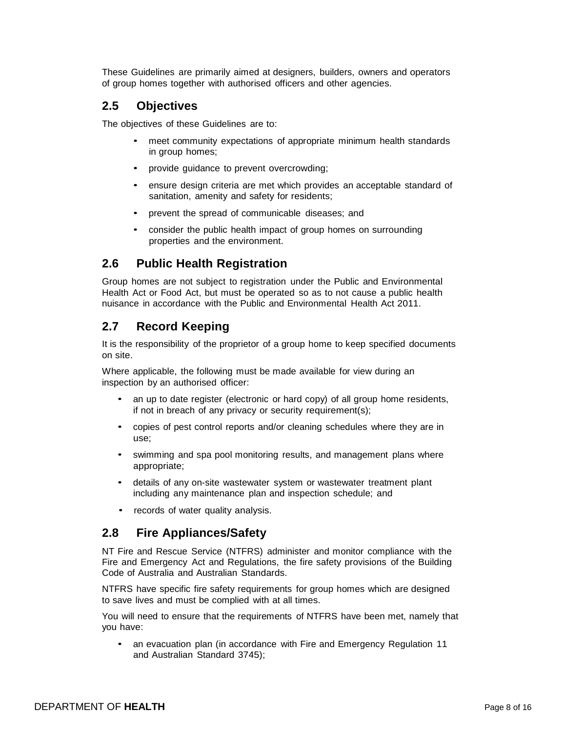These Guidelines are primarily aimed at designers, builders, owners and operators of group homes together with authorised officers and other agencies.

## 2.5 Objectives

The objectives of these Guidelines are to:

- meet community expectations of appropriate minimum health standards in group homes;
- provide guidance to prevent overcrowding;
- ensure design criteria are met which provides an acceptable standard of sanitation, amenity and safety for residents;
- prevent the spread of communicable diseases; and
- consider the public health impact of group homes on surrounding properties and the environment.

## 2.6 Public Health Registration

Group homes are not subject to registration under the Public and Environmental Health Act or Food Act, but must be operated so as to not cause a public health nuisance in accordance with the Public and Environmental Health Act 2011.

## 2.7 Record Keeping

It is the responsibility of the proprietor of a group home to keep specified documents on site.

Where applicable, the following must be made available for view during an inspection by an authorised officer:

- an up to date register (electronic or hard copy) of all group home residents, if not in breach of any privacy or security requirement(s);
- copies of pest control reports and/or cleaning schedules where they are in use;
- swimming and spa pool monitoring results, and management plans where appropriate;
- details of any on-site wastewater system or wastewater treatment plant including any maintenance plan and inspection schedule; and
- records of water quality analysis.

## 2.8 Fire Appliances/Safety

NT Fire and Rescue Service (NTFRS) administer and monitor compliance with the Fire and Emergency Act and Regulations, the fire safety provisions of the Building Code of Australia and Australian Standards.

NTFRS have specific fire safety requirements for group homes which are designed to save lives and must be complied with at all times.

You will need to ensure that the requirements of NTFRS have been met, namely that you have:

- an evacuation plan (in accordance with Fire and Emergency Regulation 11 and Australian Standard 3745);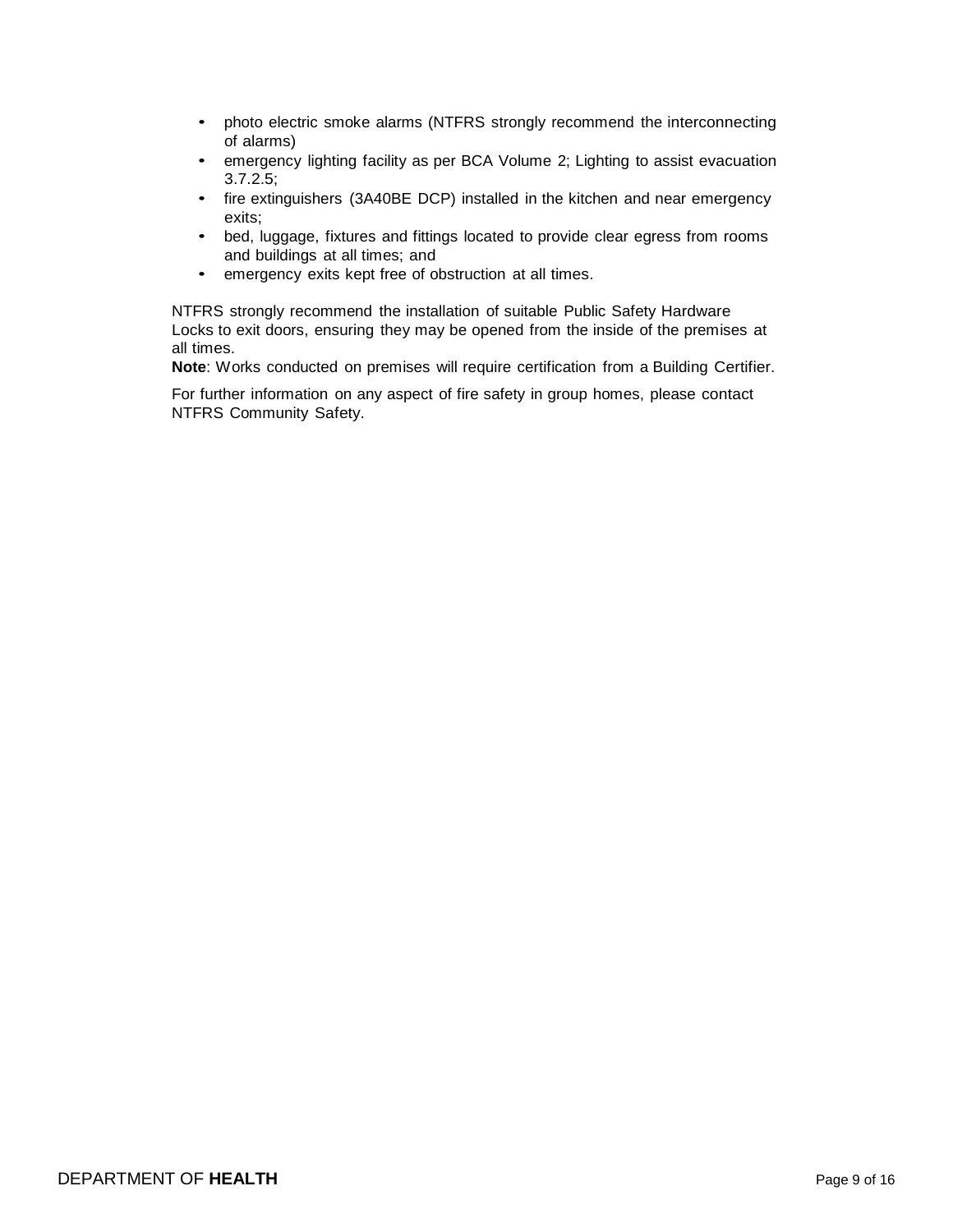- photo electric smoke alarms (NTFRS strongly recommend the interconnecting of alarms)
- emergency lighting facility as per BCA Volume 2; Lighting to assist evacuation 3.7.2.5;
- fire extinguishers (3A40BE DCP) installed in the kitchen and near emergency exits;
- bed, luggage, fixtures and fittings located to provide clear egress from rooms and buildings at all times; and
- emergency exits kept free of obstruction at all times.

NTFRS strongly recommend the installation of suitable Public Safety Hardware Locks to exit doors, ensuring they may be opened from the inside of the premises at all times.

**Note**: Works conducted on premises will require certification from a Building Certifier.

For further information on any aspect of fire safety in group homes, please contact NTFRS Community Safety.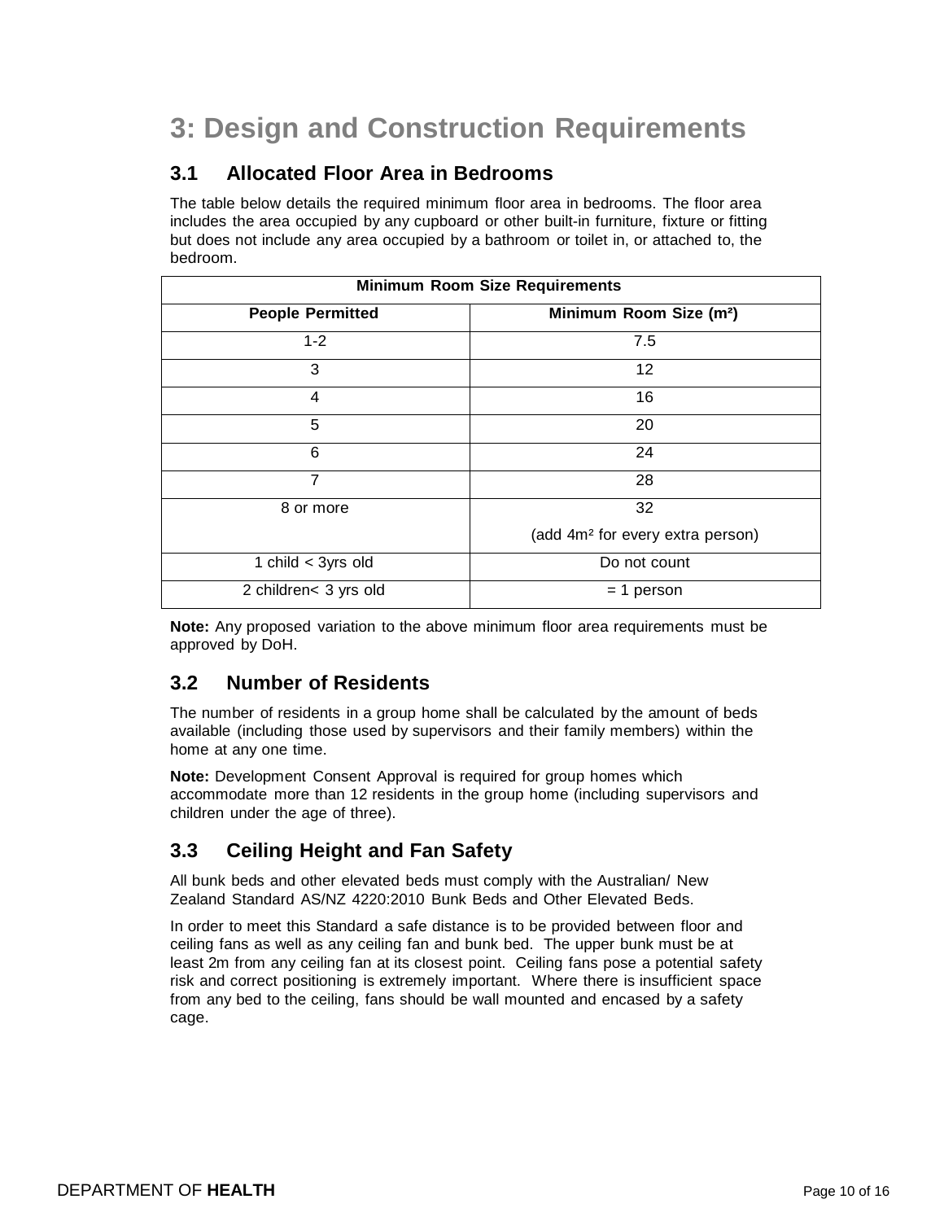# 3: Design and Construction Requirements

## 3.1 Allocated Floor Area in Bedrooms

The table below details the required minimum floor area in bedrooms. The floor area includes the area occupied by any cupboard or other built-in furniture, fixture or fitting but does not include any area occupied by a bathroom or toilet in, or attached to, the bedroom.

| Minimum Room Size Requirements | |
|---|---|
| **People Permitted** | **Minimum Room Size ($m^2$)** |
| 1-2 | 7.5 |
| 3 | 12 |
| 4 | 16 |
| 5 | 20 |
| 6 | 24 |
| 7 | 28 |
| 8 or more | 32<br>(add $4m^2$ for every extra person) |
| 1 child < 3yrs old | Do not count |
| 2 children< 3 yrs old | = 1 person |

**Note:** Any proposed variation to the above minimum floor area requirements must be approved by DoH.

## 3.2 Number of Residents

The number of residents in a group home shall be calculated by the amount of beds available (including those used by supervisors and their family members) within the home at any one time.

**Note:** Development Consent Approval is required for group homes which accommodate more than 12 residents in the group home (including supervisors and children under the age of three).

## 3.3 Ceiling Height and Fan Safety

All bunk beds and other elevated beds must comply with the Australian/ New Zealand Standard AS/NZ 4220:2010 Bunk Beds and Other Elevated Beds.

In order to meet this Standard a safe distance is to be provided between floor and ceiling fans as well as any ceiling fan and bunk bed. The upper bunk must be at least 2m from any ceiling fan at its closest point. Ceiling fans pose a potential safety risk and correct positioning is extremely important. Where there is insufficient space from any bed to the ceiling, fans should be wall mounted and encased by a safety cage.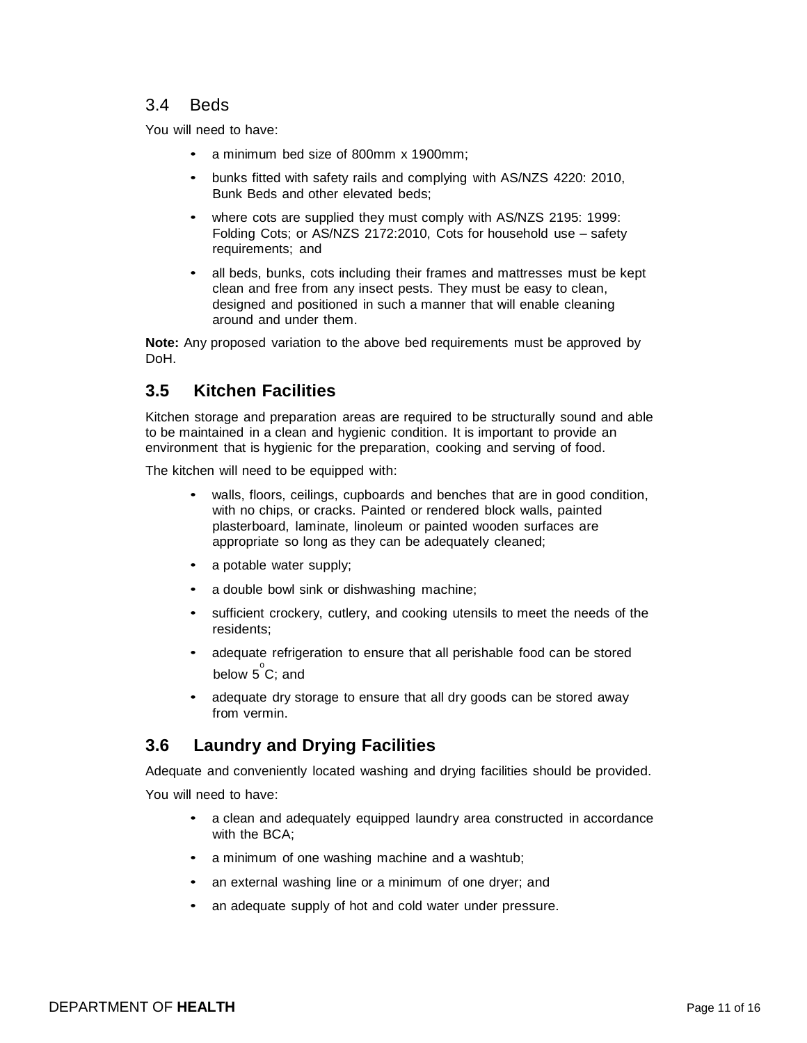### 3.4 Beds

You will need to have:

- a minimum bed size of 800mm x 1900mm;
- bunks fitted with safety rails and complying with AS/NZS 4220: 2010, Bunk Beds and other elevated beds;
- where cots are supplied they must comply with AS/NZS 2195: 1999: Folding Cots; or AS/NZS 2172:2010, Cots for household use – safety requirements; and
- all beds, bunks, cots including their frames and mattresses must be kept clean and free from any insect pests. They must be easy to clean, designed and positioned in such a manner that will enable cleaning around and under them.

**Note:** Any proposed variation to the above bed requirements must be approved by DoH.

## 3.5 Kitchen Facilities

Kitchen storage and preparation areas are required to be structurally sound and able to be maintained in a clean and hygienic condition. It is important to provide an environment that is hygienic for the preparation, cooking and serving of food.

The kitchen will need to be equipped with:

- walls, floors, ceilings, cupboards and benches that are in good condition, with no chips, or cracks. Painted or rendered block walls, painted plasterboard, laminate, linoleum or painted wooden surfaces are appropriate so long as they can be adequately cleaned;
- a potable water supply;
- a double bowl sink or dishwashing machine;
- sufficient crockery, cutlery, and cooking utensils to meet the needs of the residents;
- adequate refrigeration to ensure that all perishable food can be stored below $5^{o}C$; and
- adequate dry storage to ensure that all dry goods can be stored away from vermin.

## 3.6 Laundry and Drying Facilities

Adequate and conveniently located washing and drying facilities should be provided.

You will need to have:

- a clean and adequately equipped laundry area constructed in accordance with the BCA;
- a minimum of one washing machine and a washtub;
- an external washing line or a minimum of one dryer; and
- an adequate supply of hot and cold water under pressure.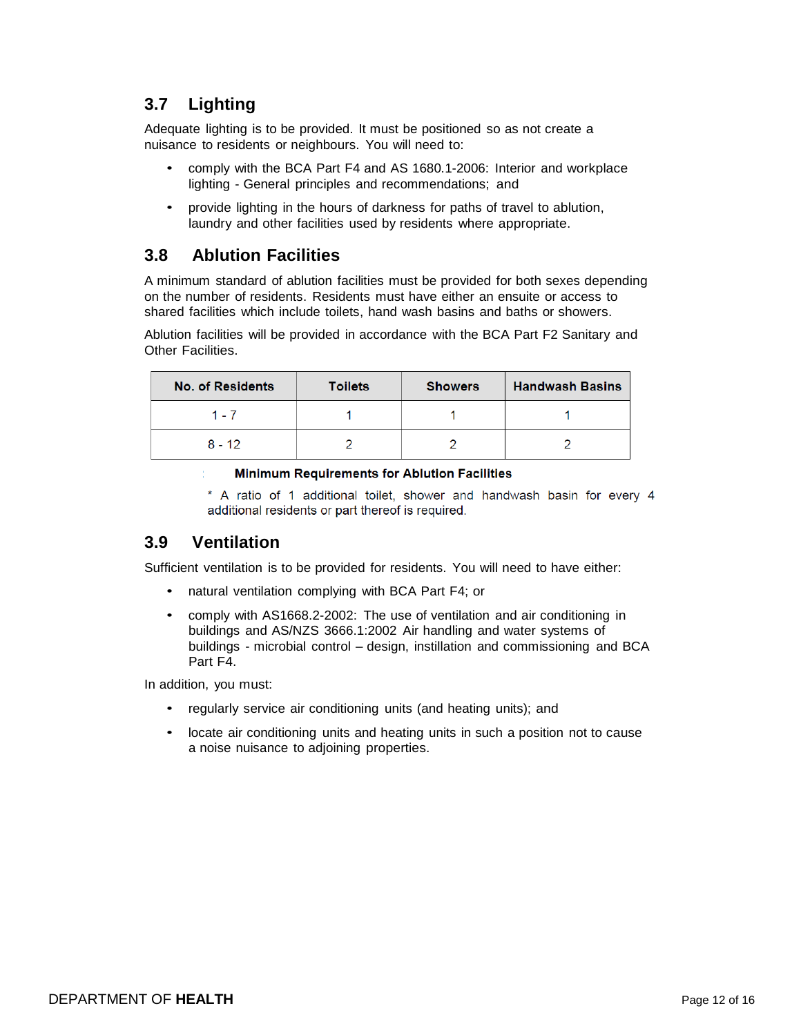## 3.7 Lighting

Adequate lighting is to be provided. It must be positioned so as not create a nuisance to residents or neighbours. You will need to:

- comply with the BCA Part F4 and AS 1680.1-2006: Interior and workplace lighting - General principles and recommendations; and
- provide lighting in the hours of darkness for paths of travel to ablution, laundry and other facilities used by residents where appropriate.

## 3.8 Ablution Facilities

A minimum standard of ablution facilities must be provided for both sexes depending on the number of residents. Residents must have either an ensuite or access to shared facilities which include toilets, hand wash basins and baths or showers.

Ablution facilities will be provided in accordance with the BCA Part F2 Sanitary and Other Facilities.

| No. of Residents | Toilets | Showers | Handwash Basins |
| --- | --- | --- | --- |
| 1 - 7 | 1 | 1 | 1 |
| 8 - 12 | 2 | 2 | 2 |

**Minimum Requirements for Ablution Facilities**

* A ratio of 1 additional toilet, shower and handwash basin for every 4 additional residents or part thereof is required.

## 3.9 Ventilation

Sufficient ventilation is to be provided for residents. You will need to have either:

- natural ventilation complying with BCA Part F4; or
- comply with AS1668.2-2002: The use of ventilation and air conditioning in buildings and AS/NZS 3666.1:2002 Air handling and water systems of buildings - microbial control – design, instillation and commissioning and BCA Part F4.

In addition, you must:

- regularly service air conditioning units (and heating units); and
- locate air conditioning units and heating units in such a position not to cause a noise nuisance to adjoining properties.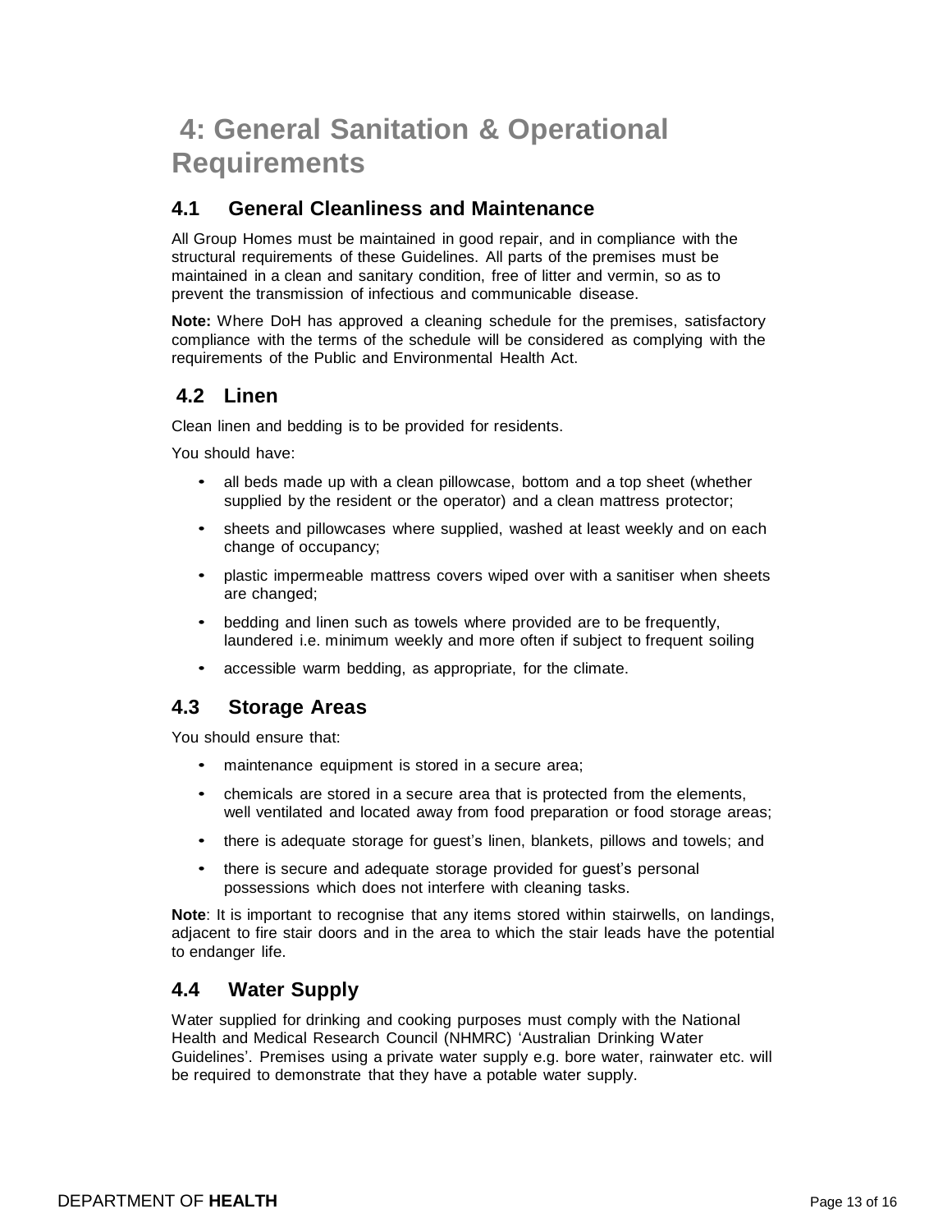# 4: General Sanitation & Operational Requirements

## 4.1 General Cleanliness and Maintenance

All Group Homes must be maintained in good repair, and in compliance with the structural requirements of these Guidelines. All parts of the premises must be maintained in a clean and sanitary condition, free of litter and vermin, so as to prevent the transmission of infectious and communicable disease.

**Note:** Where DoH has approved a cleaning schedule for the premises, satisfactory compliance with the terms of the schedule will be considered as complying with the requirements of the Public and Environmental Health Act.

## 4.2 Linen

Clean linen and bedding is to be provided for residents.

You should have:

- all beds made up with a clean pillowcase, bottom and a top sheet (whether supplied by the resident or the operator) and a clean mattress protector;
- sheets and pillowcases where supplied, washed at least weekly and on each change of occupancy;
- plastic impermeable mattress covers wiped over with a sanitiser when sheets are changed;
- bedding and linen such as towels where provided are to be frequently, laundered i.e. minimum weekly and more often if subject to frequent soiling
- accessible warm bedding, as appropriate, for the climate.

## 4.3 Storage Areas

You should ensure that:

- maintenance equipment is stored in a secure area;
- chemicals are stored in a secure area that is protected from the elements, well ventilated and located away from food preparation or food storage areas;
- there is adequate storage for guest's linen, blankets, pillows and towels; and
- there is secure and adequate storage provided for guest's personal possessions which does not interfere with cleaning tasks.

**Note**: It is important to recognise that any items stored within stairwells, on landings, adjacent to fire stair doors and in the area to which the stair leads have the potential to endanger life.

## 4.4 Water Supply

Water supplied for drinking and cooking purposes must comply with the National Health and Medical Research Council (NHMRC) 'Australian Drinking Water Guidelines'. Premises using a private water supply e.g. bore water, rainwater etc. will be required to demonstrate that they have a potable water supply.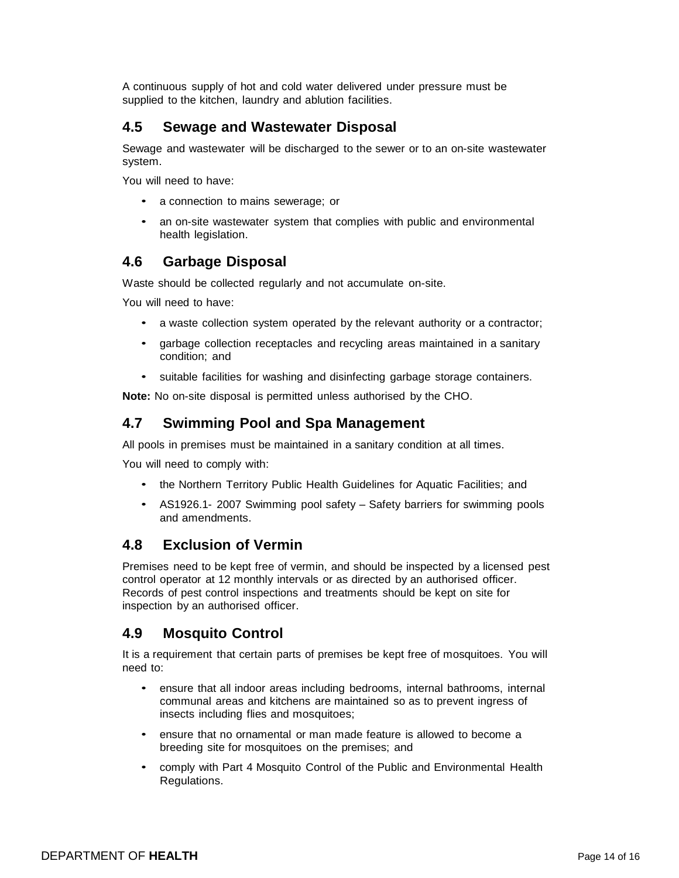A continuous supply of hot and cold water delivered under pressure must be supplied to the kitchen, laundry and ablution facilities.

## 4.5 Sewage and Wastewater Disposal

Sewage and wastewater will be discharged to the sewer or to an on-site wastewater system.

You will need to have:

- a connection to mains sewerage; or
- an on-site wastewater system that complies with public and environmental health legislation.

## 4.6 Garbage Disposal

Waste should be collected regularly and not accumulate on-site.

You will need to have:

- a waste collection system operated by the relevant authority or a contractor;
- garbage collection receptacles and recycling areas maintained in a sanitary condition; and
- suitable facilities for washing and disinfecting garbage storage containers.

**Note:** No on-site disposal is permitted unless authorised by the CHO.

## 4.7 Swimming Pool and Spa Management

All pools in premises must be maintained in a sanitary condition at all times.

You will need to comply with:

- the Northern Territory Public Health Guidelines for Aquatic Facilities; and
- AS1926.1- 2007 Swimming pool safety – Safety barriers for swimming pools and amendments.

## 4.8 Exclusion of Vermin

Premises need to be kept free of vermin, and should be inspected by a licensed pest control operator at 12 monthly intervals or as directed by an authorised officer. Records of pest control inspections and treatments should be kept on site for inspection by an authorised officer.

## 4.9 Mosquito Control

It is a requirement that certain parts of premises be kept free of mosquitoes. You will need to:

- ensure that all indoor areas including bedrooms, internal bathrooms, internal communal areas and kitchens are maintained so as to prevent ingress of insects including flies and mosquitoes;
- ensure that no ornamental or man made feature is allowed to become a breeding site for mosquitoes on the premises; and
- comply with Part 4 Mosquito Control of the Public and Environmental Health Regulations.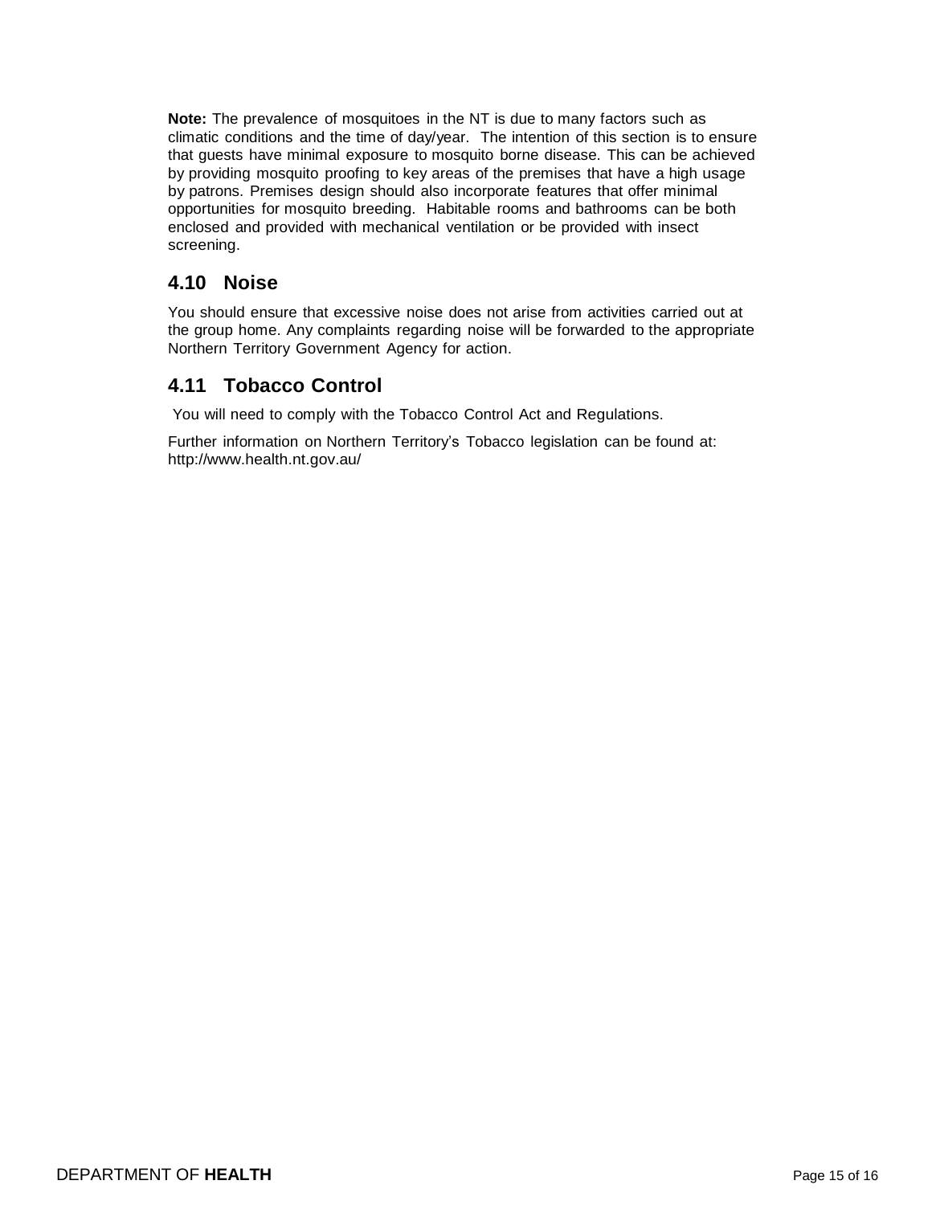**Note:** The prevalence of mosquitoes in the NT is due to many factors such as climatic conditions and the time of day/year. The intention of this section is to ensure that guests have minimal exposure to mosquito borne disease. This can be achieved by providing mosquito proofing to key areas of the premises that have a high usage by patrons. Premises design should also incorporate features that offer minimal opportunities for mosquito breeding. Habitable rooms and bathrooms can be both enclosed and provided with mechanical ventilation or be provided with insect screening.

## 4.10 Noise

You should ensure that excessive noise does not arise from activities carried out at the group home. Any complaints regarding noise will be forwarded to the appropriate Northern Territory Government Agency for action.

## 4.11 Tobacco Control

You will need to comply with the Tobacco Control Act and Regulations.

Further information on Northern Territory's Tobacco legislation can be found at: http://www.health.nt.gov.au/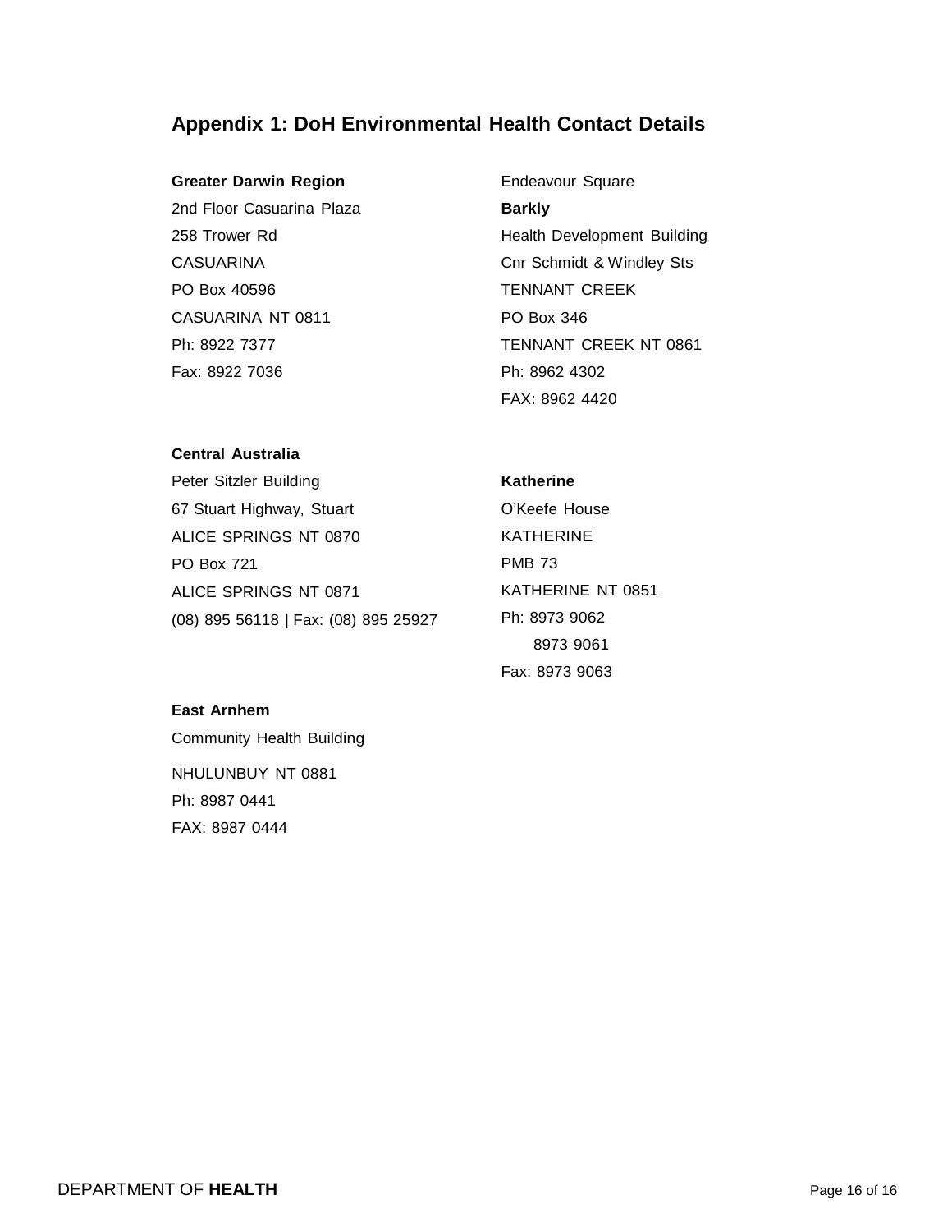## Appendix 1: DoH Environmental Health Contact Details

**Greater Darwin Region**
2nd Floor Casuarina Plaza
258 Trower Rd
CASUARINA
PO Box 40596
CASUARINA NT 0811
Ph: 8922 7377
Fax: 8922 7036

Endeavour Square

**Barkly**
Health Development Building
Cnr Schmidt & Windley Sts
TENNANT CREEK
PO Box 346
TENNANT CREEK NT 0861
Ph: 8962 4302
FAX: 8962 4420

**Central Australia**
Peter Sitzler Building
67 Stuart Highway, Stuart
ALICE SPRINGS NT 0870
PO Box 721
ALICE SPRINGS NT 0871
(08) 895 56118 | Fax: (08) 895 25927

**Katherine**
O'Keefe House
KATHERINE
PMB 73
KATHERINE NT 0851
Ph: 8973 9062
8973 9061
Fax: 8973 9063

**East Arnhem**
Community Health Building
NHULUNBUY NT 0881
Ph: 8987 0441
FAX: 8987 0444